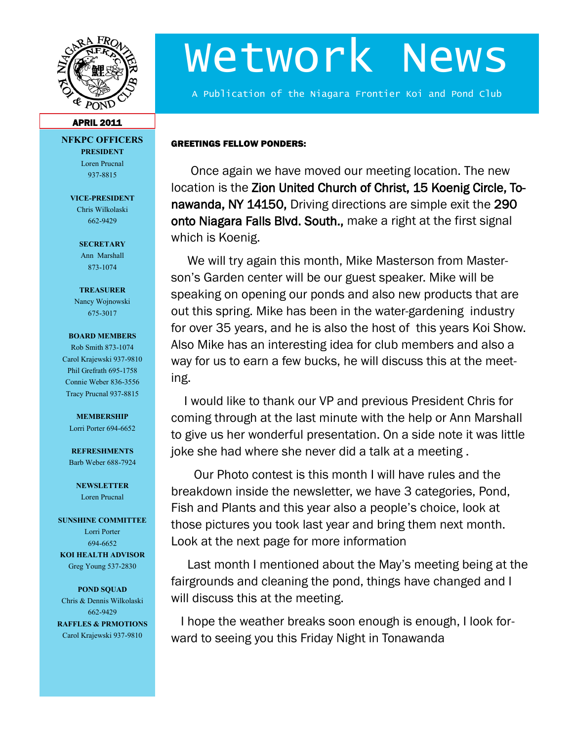# Wetwork News

A Publication of the Niagara Frontier Koi and Pond Club

APRIL 2011

**NFKPC OFFICERS**

**PRESIDENT**
Loren Prucnal
937-8815

**VICE-PRESIDENT**
Chris Wilkolaski
662-9429

**SECRETARY**
Ann Marshall
873-1074

**TREASURER**
Nancy Wojnowski
675-3017

**BOARD MEMBERS**
Rob Smith 873-1074
Carol Krajewski 937-9810
Phil Grefrath 695-1758
Connie Weber 836-3556
Tracy Prucnal 937-8815

**MEMBERSHIP**
Lorri Porter 694-6652

**REFRESHMENTS**
Barb Weber 688-7924

**NEWSLETTER**
Loren Prucnal

**SUNSHINE COMMITTEE**
Lorri Porter
694-6652

**KOI HEALTH ADVISOR**
Greg Young 537-2830

**POND SQUAD**
Chris & Dennis Wilkolaski
662-9429

**RAFFLES & PRMOTIONS**
Carol Krajewski 937-9810

**GREETINGS FELLOW PONDERS:**

Once again we have moved our meeting location. The new location is the **Zion United Church of Christ, 15 Koenig Circle, Tonawanda, NY 14150,** Driving directions are simple exit the **290 onto Niagara Falls Blvd. South.,** make a right at the first signal which is Koenig.

We will try again this month, Mike Masterson from Masterson's Garden center will be our guest speaker. Mike will be speaking on opening our ponds and also new products that are out this spring. Mike has been in the water-gardening industry for over 35 years, and he is also the host of this years Koi Show. Also Mike has an interesting idea for club members and also a way for us to earn a few bucks, he will discuss this at the meeting.

I would like to thank our VP and previous President Chris for coming through at the last minute with the help or Ann Marshall to give us her wonderful presentation. On a side note it was little joke she had where she never did a talk at a meeting .

Our Photo contest is this month I will have rules and the breakdown inside the newsletter, we have 3 categories, Pond, Fish and Plants and this year also a people's choice, look at those pictures you took last year and bring them next month. Look at the next page for more information

Last month I mentioned about the May's meeting being at the fairgrounds and cleaning the pond, things have changed and I will discuss this at the meeting.

I hope the weather breaks soon enough is enough, I look forward to seeing you this Friday Night in Tonawanda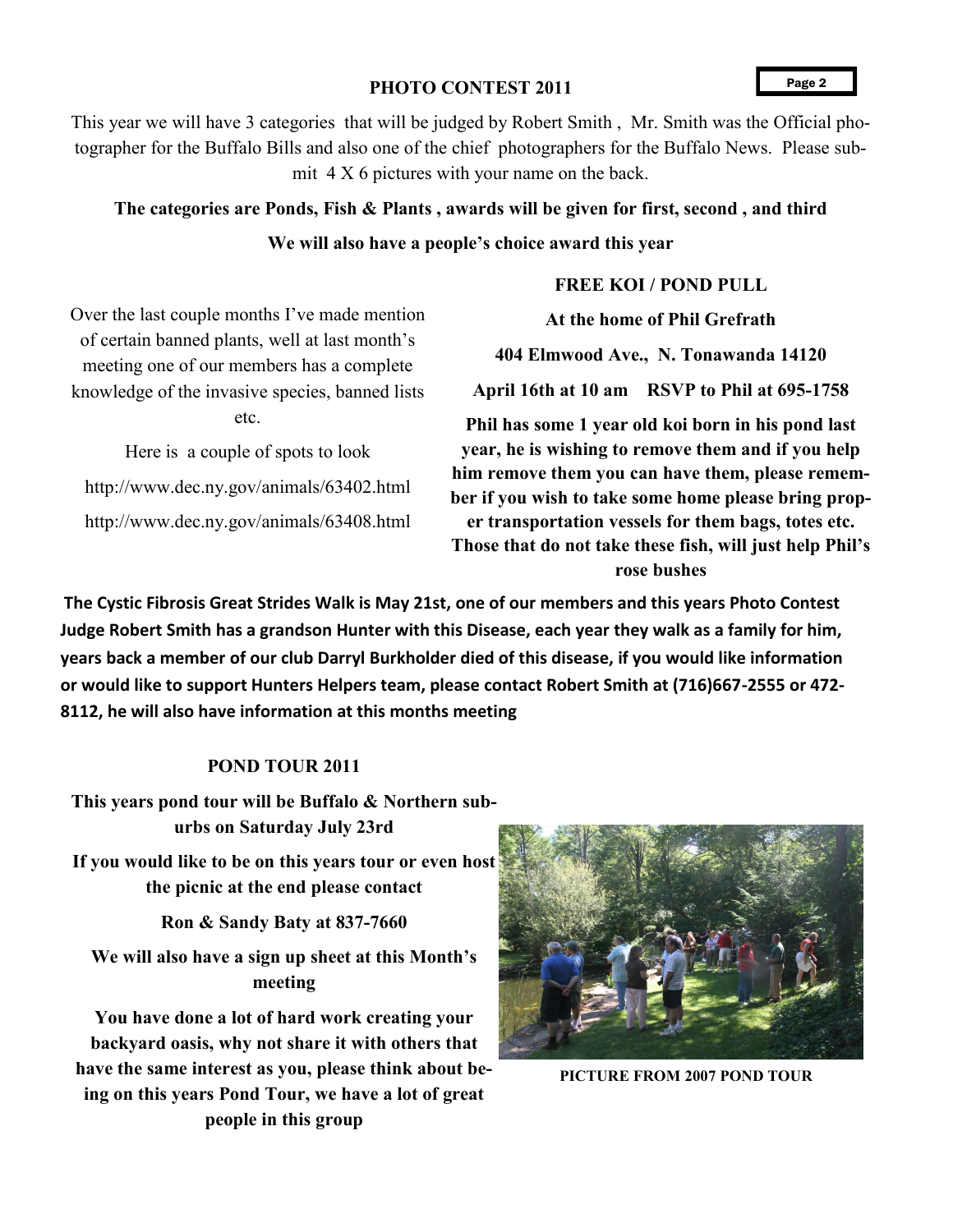## PHOTO CONTEST 2011

This year we will have 3 categories that will be judged by Robert Smith , Mr. Smith was the Official photographer for the Buffalo Bills and also one of the chief photographers for the Buffalo News. Please submit 4 X 6 pictures with your name on the back.

**The categories are Ponds, Fish & Plants , awards will be given for first, second , and third**

**We will also have a people's choice award this year**

Over the last couple months I've made mention of certain banned plants, well at last month's meeting one of our members has a complete knowledge of the invasive species, banned lists etc.

Here is a couple of spots to look

http://www.dec.ny.gov/animals/63402.html

http://www.dec.ny.gov/animals/63408.html

## FREE KOI / POND PULL

**At the home of Phil Grefrath**

**404 Elmwood Ave., N. Tonawanda 14120**

**April 16th at 10 am RSVP to Phil at 695-1758**

**Phil has some 1 year old koi born in his pond last year, he is wishing to remove them and if you help him remove them you can have them, please remember if you wish to take some home please bring proper transportation vessels for them bags, totes etc. Those that do not take these fish, will just help Phil's rose bushes**

**The Cystic Fibrosis Great Strides Walk is May 21st, one of our members and this years Photo Contest Judge Robert Smith has a grandson Hunter with this Disease, each year they walk as a family for him, years back a member of our club Darryl Burkholder died of this disease, if you would like information or would like to support Hunters Helpers team, please contact Robert Smith at (716)667-2555 or 472-8112, he will also have information at this months meeting**

## POND TOUR 2011

**This years pond tour will be Buffalo & Northern suburbs on Saturday July 23rd**

**If you would like to be on this years tour or even host the picnic at the end please contact**

**Ron & Sandy Baty at 837-7660**

**We will also have a sign up sheet at this Month's meeting**

**You have done a lot of hard work creating your backyard oasis, why not share it with others that have the same interest as you, please think about being on this years Pond Tour, we have a lot of great people in this group**

**PICTURE FROM 2007 POND TOUR**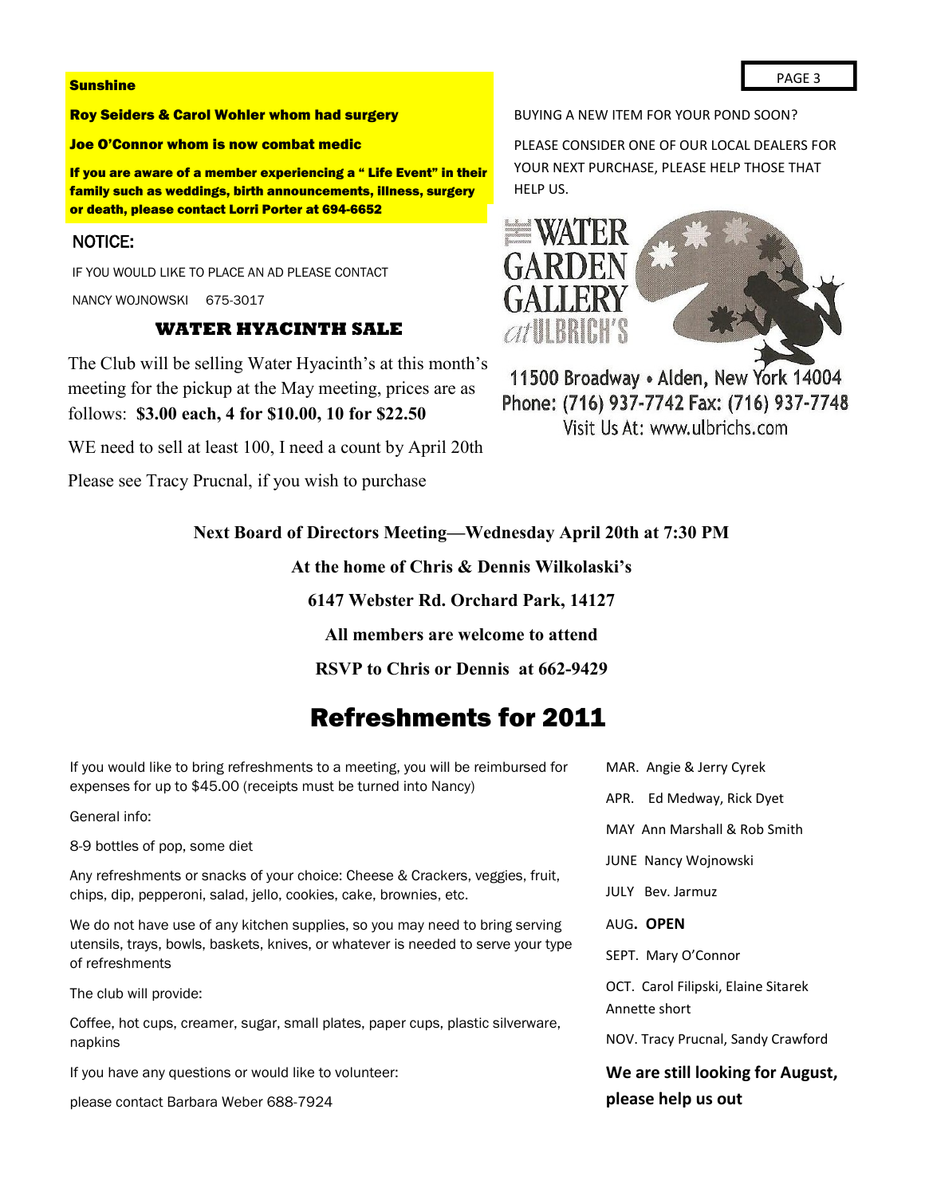**Sunshine**

**Roy Seiders & Carol Wohler whom had surgery**

**Joe O'Connor whom is now combat medic**

**If you are aware of a member experiencing a " Life Event" in their family such as weddings, birth announcements, illness, surgery or death, please contact Lorri Porter at 694-6652**

NOTICE:

IF YOU WOULD LIKE TO PLACE AN AD PLEASE CONTACT

NANCY WOJNOWSKI 675-3017

### WATER HYACINTH SALE

The Club will be selling Water Hyacinth's at this month's meeting for the pickup at the May meeting, prices are as follows: **$3.00 each, 4 for $10.00, 10 for $22.50**

WE need to sell at least 100, I need a count by April 20th

Please see Tracy Prucnal, if you wish to purchase

BUYING A NEW ITEM FOR YOUR POND SOON?

PLEASE CONSIDER ONE OF OUR LOCAL DEALERS FOR YOUR NEXT PURCHASE, PLEASE HELP THOSE THAT HELP US.

THE WATER GARDEN GALLERY at ULBRICH'S

11500 Broadway • Alden, New York 14004
Phone: (716) 937-7742 Fax: (716) 937-7748
Visit Us At: www.ulbrichs.com

**Next Board of Directors Meeting—Wednesday April 20th at 7:30 PM**

**At the home of Chris & Dennis Wilkolaski's**

**6147 Webster Rd. Orchard Park, 14127**

**All members are welcome to attend**

**RSVP to Chris or Dennis at 662-9429**

# Refreshments for 2011

If you would like to bring refreshments to a meeting, you will be reimbursed for expenses for up to $45.00 (receipts must be turned into Nancy)

General info:

8-9 bottles of pop, some diet

Any refreshments or snacks of your choice: Cheese & Crackers, veggies, fruit, chips, dip, pepperoni, salad, jello, cookies, cake, brownies, etc.

We do not have use of any kitchen supplies, so you may need to bring serving utensils, trays, bowls, baskets, knives, or whatever is needed to serve your type of refreshments

The club will provide:

Coffee, hot cups, creamer, sugar, small plates, paper cups, plastic silverware, napkins

If you have any questions or would like to volunteer:

please contact Barbara Weber 688-7924

MAR. Angie & Jerry Cyrek

APR. Ed Medway, Rick Dyet

MAY Ann Marshall & Rob Smith

JUNE Nancy Wojnowski

JULY Bev. Jarmuz

AUG. **OPEN**

SEPT. Mary O'Connor

OCT. Carol Filipski, Elaine Sitarek Annette short

NOV. Tracy Prucnal, Sandy Crawford

**We are still looking for August, please help us out**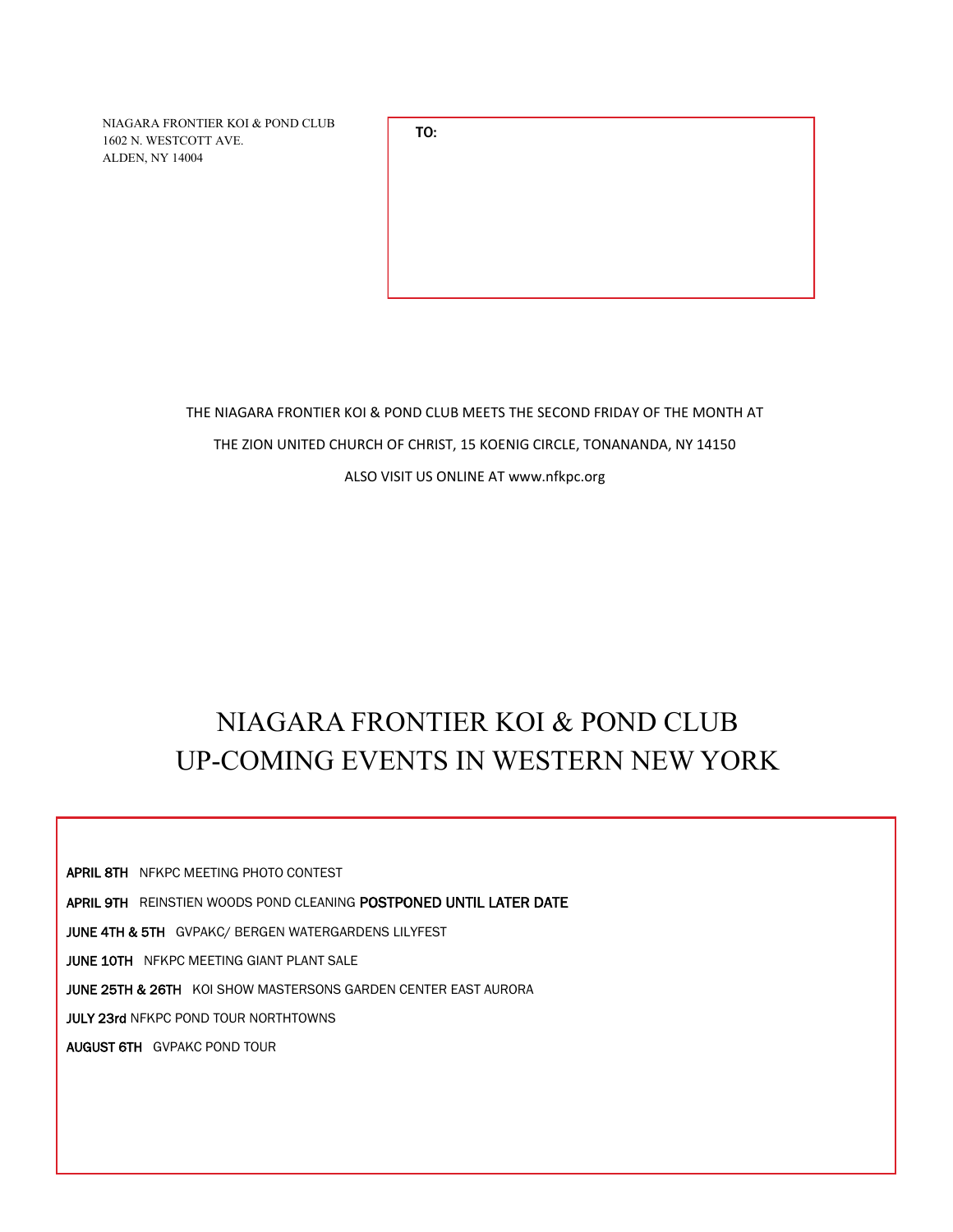NIAGARA FRONTIER KOI & POND CLUB
1602 N. WESTCOTT AVE.
ALDEN, NY 14004

**TO:**

THE NIAGARA FRONTIER KOI & POND CLUB MEETS THE SECOND FRIDAY OF THE MONTH AT

THE ZION UNITED CHURCH OF CHRIST, 15 KOENIG CIRCLE, TONANANDA, NY 14150

ALSO VISIT US ONLINE AT www.nfkpc.org

# NIAGARA FRONTIER KOI & POND CLUB
# UP-COMING EVENTS IN WESTERN NEW YORK

**APRIL 8TH** NFKPC MEETING PHOTO CONTEST

**APRIL 9TH** REINSTIEN WOODS POND CLEANING **POSTPONED UNTIL LATER DATE**

**JUNE 4TH & 5TH** GVPAKC/ BERGEN WATERGARDENS LILYFEST

**JUNE 10TH** NFKPC MEETING GIANT PLANT SALE

**JUNE 25TH & 26TH** KOI SHOW MASTERSONS GARDEN CENTER EAST AURORA

**JULY 23rd** NFKPC POND TOUR NORTHTOWNS

**AUGUST 6TH** GVPAKC POND TOUR